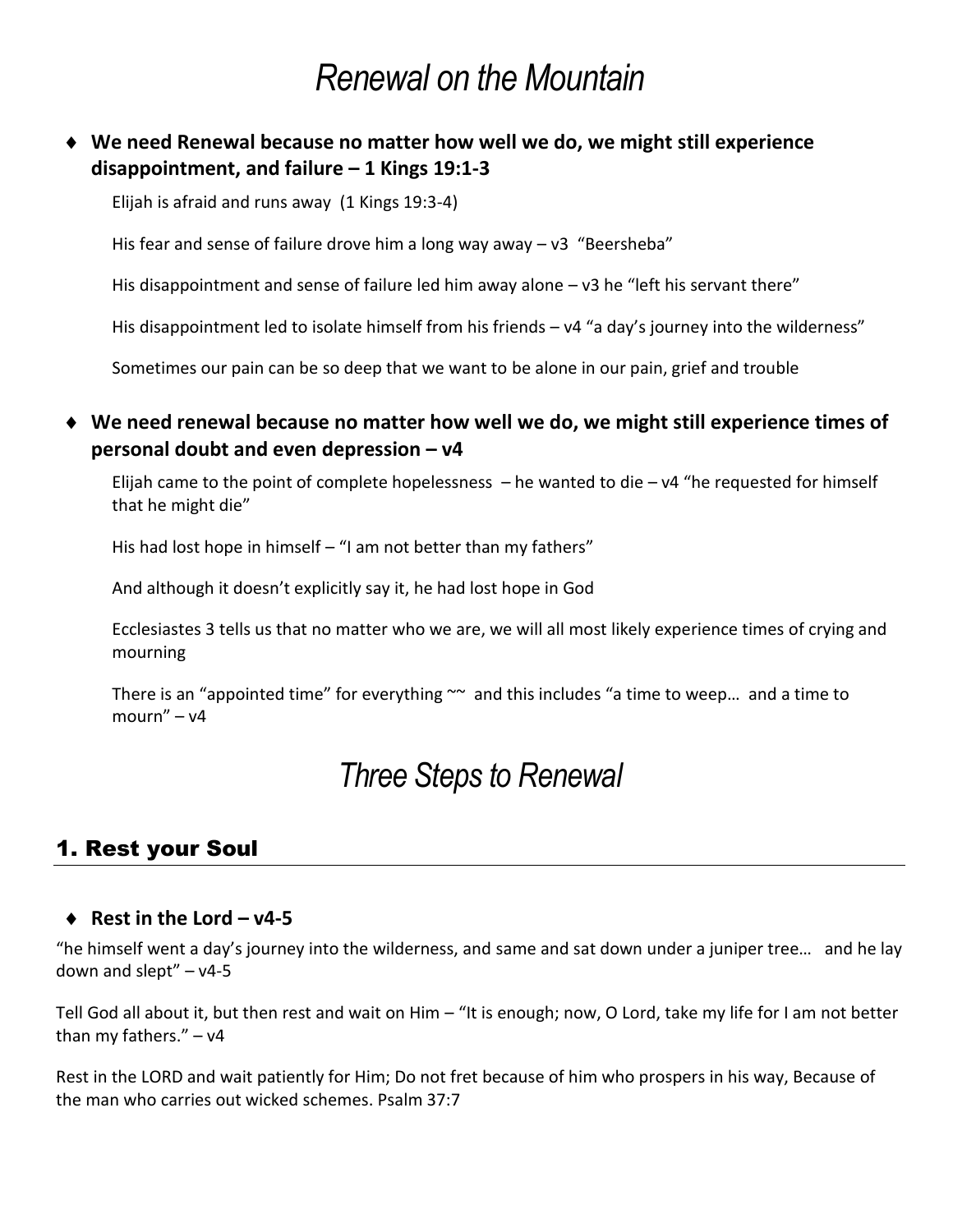# *Renewal on the Mountain*

- **We need Renewal because no matter how well we do, we might still experience disappointment, and failure – 1 Kings 19:1-3**

Elijah is afraid and runs away (1 Kings 19:3-4)

His fear and sense of failure drove him a long way away – v3 "Beersheba"

His disappointment and sense of failure led him away alone – v3 he "left his servant there"

His disappointment led to isolate himself from his friends – v4 "a day's journey into the wilderness"

Sometimes our pain can be so deep that we want to be alone in our pain, grief and trouble

- **We need renewal because no matter how well we do, we might still experience times of personal doubt and even depression – v4**

Elijah came to the point of complete hopelessness – he wanted to die – v4 "he requested for himself that he might die"

His had lost hope in himself – "I am not better than my fathers"

And although it doesn't explicitly say it, he had lost hope in God

Ecclesiastes 3 tells us that no matter who we are, we will all most likely experience times of crying and mourning

There is an "appointed time" for everything ~~ and this includes "a time to weep… and a time to mourn" – v4

# *Three Steps to Renewal*

## 1. Rest your Soul

- **Rest in the Lord – v4-5**

"he himself went a day's journey into the wilderness, and same and sat down under a juniper tree… and he lay down and slept" – v4-5

Tell God all about it, but then rest and wait on Him – "It is enough; now, O Lord, take my life for I am not better than my fathers." – v4

Rest in the LORD and wait patiently for Him; Do not fret because of him who prospers in his way, Because of the man who carries out wicked schemes. Psalm 37:7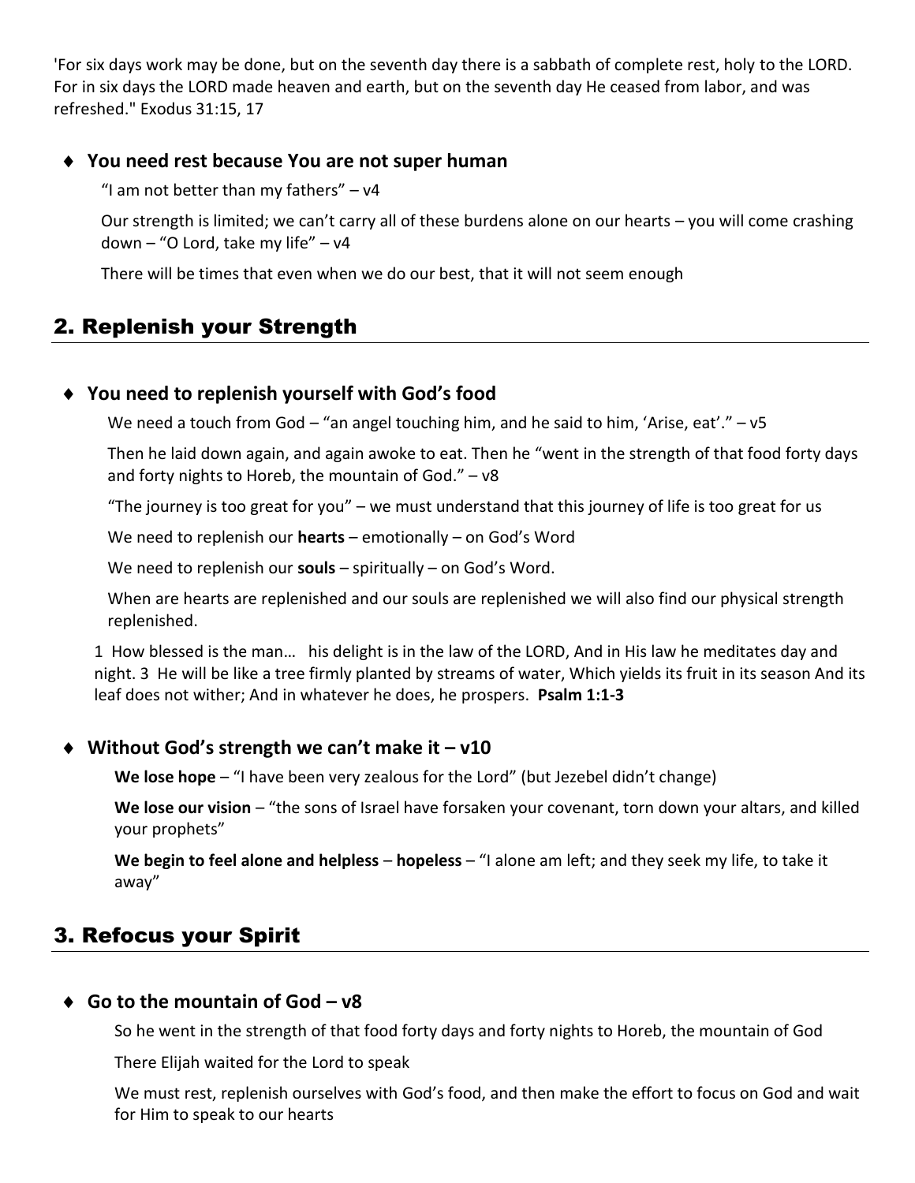'For six days work may be done, but on the seventh day there is a sabbath of complete rest, holy to the LORD. For in six days the LORD made heaven and earth, but on the seventh day He ceased from labor, and was refreshed." Exodus 31:15, 17

- **You need rest because You are not super human**

  "I am not better than my fathers" – v4

  Our strength is limited; we can't carry all of these burdens alone on our hearts – you will come crashing down – "O Lord, take my life" – v4

  There will be times that even when we do our best, that it will not seem enough

## 2. Replenish your Strength

- **You need to replenish yourself with God's food**

  We need a touch from God – "an angel touching him, and he said to him, 'Arise, eat'." – v5

  Then he laid down again, and again awoke to eat. Then he "went in the strength of that food forty days and forty nights to Horeb, the mountain of God." – v8

  "The journey is too great for you" – we must understand that this journey of life is too great for us

  We need to replenish our **hearts** – emotionally – on God's Word

  We need to replenish our **souls** – spiritually – on God's Word.

  When are hearts are replenished and our souls are replenished we will also find our physical strength replenished.

  1 How blessed is the man… his delight is in the law of the LORD, And in His law he meditates day and night. 3 He will be like a tree firmly planted by streams of water, Which yields its fruit in its season And its leaf does not wither; And in whatever he does, he prospers. **Psalm 1:1-3**

- **Without God's strength we can't make it – v10**

  **We lose hope** – "I have been very zealous for the Lord" (but Jezebel didn't change)

  **We lose our vision** – "the sons of Israel have forsaken your covenant, torn down your altars, and killed your prophets"

  **We begin to feel alone and helpless** – **hopeless** – "I alone am left; and they seek my life, to take it away"

## 3. Refocus your Spirit

- **Go to the mountain of God – v8**

  So he went in the strength of that food forty days and forty nights to Horeb, the mountain of God

  There Elijah waited for the Lord to speak

  We must rest, replenish ourselves with God's food, and then make the effort to focus on God and wait for Him to speak to our hearts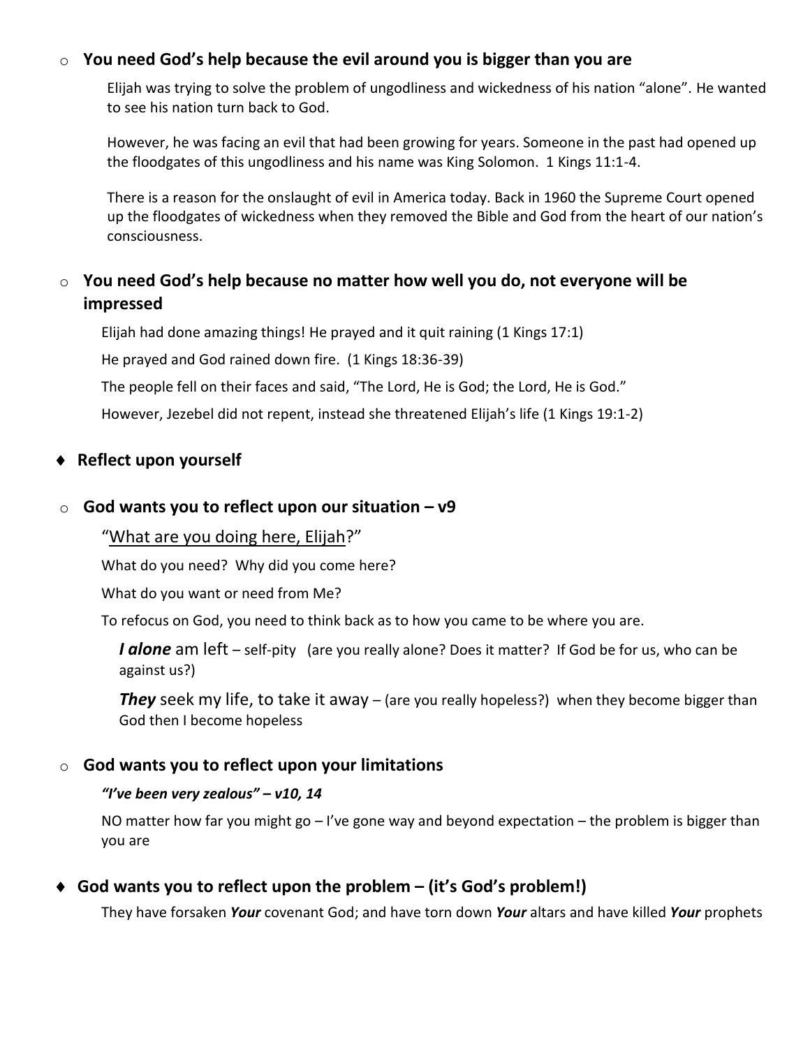- **You need God's help because the evil around you is bigger than you are**

  Elijah was trying to solve the problem of ungodliness and wickedness of his nation "alone". He wanted to see his nation turn back to God.

  However, he was facing an evil that had been growing for years. Someone in the past had opened up the floodgates of this ungodliness and his name was King Solomon. 1 Kings 11:1-4.

  There is a reason for the onslaught of evil in America today. Back in 1960 the Supreme Court opened up the floodgates of wickedness when they removed the Bible and God from the heart of our nation's consciousness.

- **You need God's help because no matter how well you do, not everyone will be impressed**

  Elijah had done amazing things! He prayed and it quit raining (1 Kings 17:1)

  He prayed and God rained down fire. (1 Kings 18:36-39)

  The people fell on their faces and said, "The Lord, He is God; the Lord, He is God."

  However, Jezebel did not repent, instead she threatened Elijah's life (1 Kings 19:1-2)

♦ **Reflect upon yourself**

- **God wants you to reflect upon our situation – v9**

  "<u>What are you doing here, Elijah</u>?"

  What do you need? Why did you come here?

  What do you want or need from Me?

  To refocus on God, you need to think back as to how you came to be where you are.

  ***I alone*** am left – self-pity (are you really alone? Does it matter? If God be for us, who can be against us?)

  ***They*** seek my life, to take it away – (are you really hopeless?) when they become bigger than God then I become hopeless

- **God wants you to reflect upon your limitations**

  ***"I've been very zealous" – v10, 14***

  NO matter how far you might go – I've gone way and beyond expectation – the problem is bigger than you are

♦ **God wants you to reflect upon the problem – (it's God's problem!)**

They have forsaken ***Your*** covenant God; and have torn down ***Your*** altars and have killed ***Your*** prophets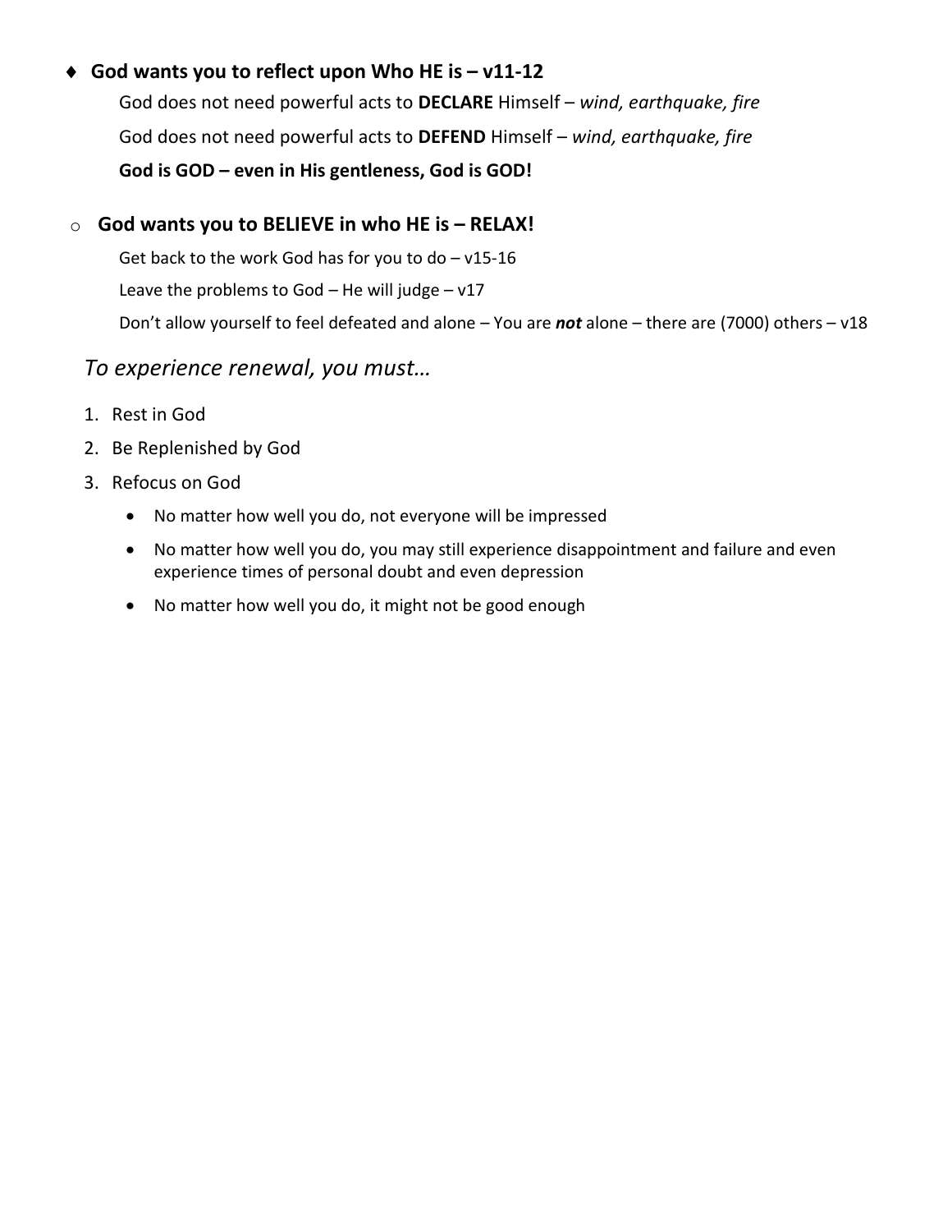- **God wants you to reflect upon Who HE is – v11-12**

  God does not need powerful acts to **DECLARE** Himself – *wind, earthquake, fire*

  God does not need powerful acts to **DEFEND** Himself – *wind, earthquake, fire*

  **God is GOD – even in His gentleness, God is GOD!**

- **God wants you to BELIEVE in who HE is – RELAX!**

  Get back to the work God has for you to do – v15-16

  Leave the problems to God – He will judge – v17

  Don't allow yourself to feel defeated and alone – You are ***not*** alone – there are (7000) others – v18

*To experience renewal, you must…*

1. Rest in God
2. Be Replenished by God
3. Refocus on God
   - No matter how well you do, not everyone will be impressed
   - No matter how well you do, you may still experience disappointment and failure and even experience times of personal doubt and even depression
   - No matter how well you do, it might not be good enough